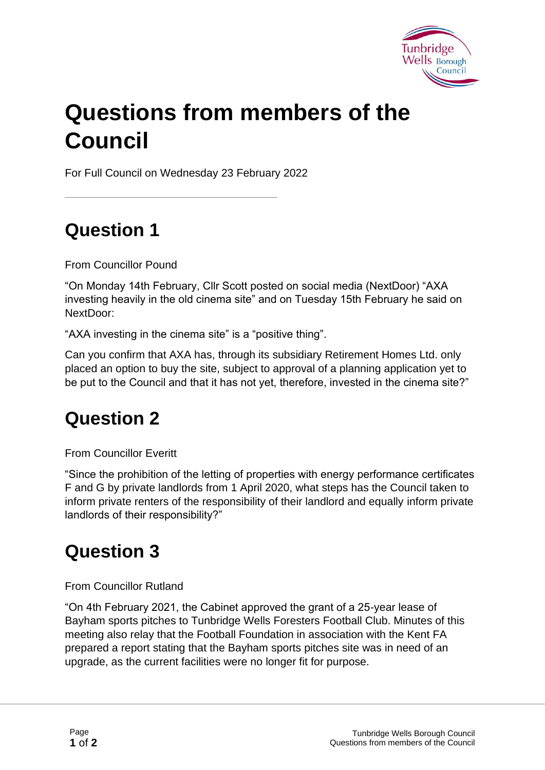# Questions from members of the Council

For Full Council on Wednesday 23 February 2022

## Question 1

From Councillor Pound

"On Monday 14th February, Cllr Scott posted on social media (NextDoor) "AXA investing heavily in the old cinema site" and on Tuesday 15th February he said on NextDoor:

"AXA investing in the cinema site" is a "positive thing".

Can you confirm that AXA has, through its subsidiary Retirement Homes Ltd. only placed an option to buy the site, subject to approval of a planning application yet to be put to the Council and that it has not yet, therefore, invested in the cinema site?"

## Question 2

From Councillor Everitt

"Since the prohibition of the letting of properties with energy performance certificates F and G by private landlords from 1 April 2020, what steps has the Council taken to inform private renters of the responsibility of their landlord and equally inform private landlords of their responsibility?"

## Question 3

From Councillor Rutland

"On 4th February 2021, the Cabinet approved the grant of a 25-year lease of Bayham sports pitches to Tunbridge Wells Foresters Football Club. Minutes of this meeting also relay that the Football Foundation in association with the Kent FA prepared a report stating that the Bayham sports pitches site was in need of an upgrade, as the current facilities were no longer fit for purpose.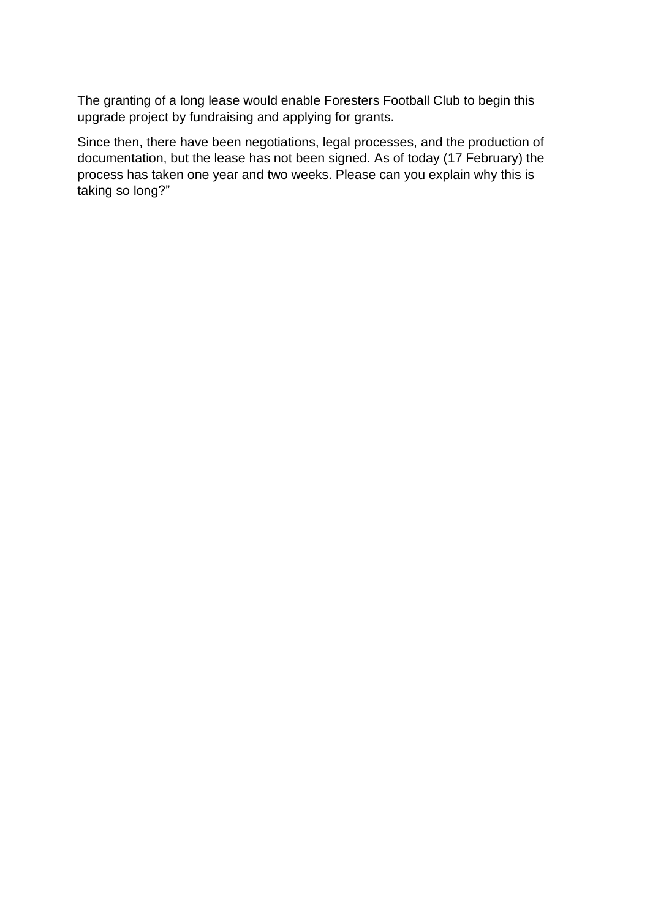The granting of a long lease would enable Foresters Football Club to begin this upgrade project by fundraising and applying for grants.

Since then, there have been negotiations, legal processes, and the production of documentation, but the lease has not been signed. As of today (17 February) the process has taken one year and two weeks. Please can you explain why this is taking so long?"